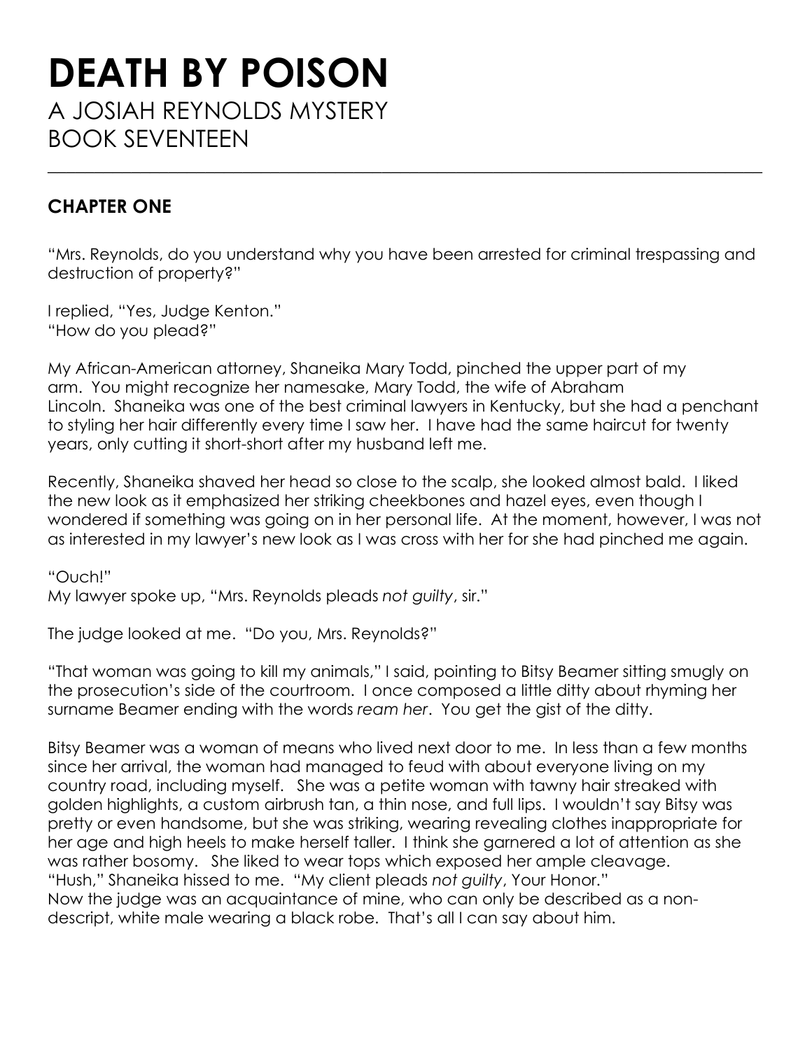# DEATH BY POISON

A JOSIAH REYNOLDS MYSTERY
BOOK SEVENTEEN

---

## CHAPTER ONE

"Mrs. Reynolds, do you understand why you have been arrested for criminal trespassing and destruction of property?"

I replied, "Yes, Judge Kenton."
"How do you plead?"

My African-American attorney, Shaneika Mary Todd, pinched the upper part of my arm. You might recognize her namesake, Mary Todd, the wife of Abraham Lincoln. Shaneika was one of the best criminal lawyers in Kentucky, but she had a penchant to styling her hair differently every time I saw her. I have had the same haircut for twenty years, only cutting it short-short after my husband left me.

Recently, Shaneika shaved her head so close to the scalp, she looked almost bald. I liked the new look as it emphasized her striking cheekbones and hazel eyes, even though I wondered if something was going on in her personal life. At the moment, however, I was not as interested in my lawyer's new look as I was cross with her for she had pinched me again.

"Ouch!"
My lawyer spoke up, "Mrs. Reynolds pleads *not guilty*, sir."

The judge looked at me. "Do you, Mrs. Reynolds?"

"That woman was going to kill my animals," I said, pointing to Bitsy Beamer sitting smugly on the prosecution's side of the courtroom. I once composed a little ditty about rhyming her surname Beamer ending with the words *ream her*. You get the gist of the ditty.

Bitsy Beamer was a woman of means who lived next door to me. In less than a few months since her arrival, the woman had managed to feud with about everyone living on my country road, including myself. She was a petite woman with tawny hair streaked with golden highlights, a custom airbrush tan, a thin nose, and full lips. I wouldn't say Bitsy was pretty or even handsome, but she was striking, wearing revealing clothes inappropriate for her age and high heels to make herself taller. I think she garnered a lot of attention as she was rather bosomy. She liked to wear tops which exposed her ample cleavage.
"Hush," Shaneika hissed to me. "My client pleads *not guilty*, Your Honor."
Now the judge was an acquaintance of mine, who can only be described as a non-descript, white male wearing a black robe. That's all I can say about him.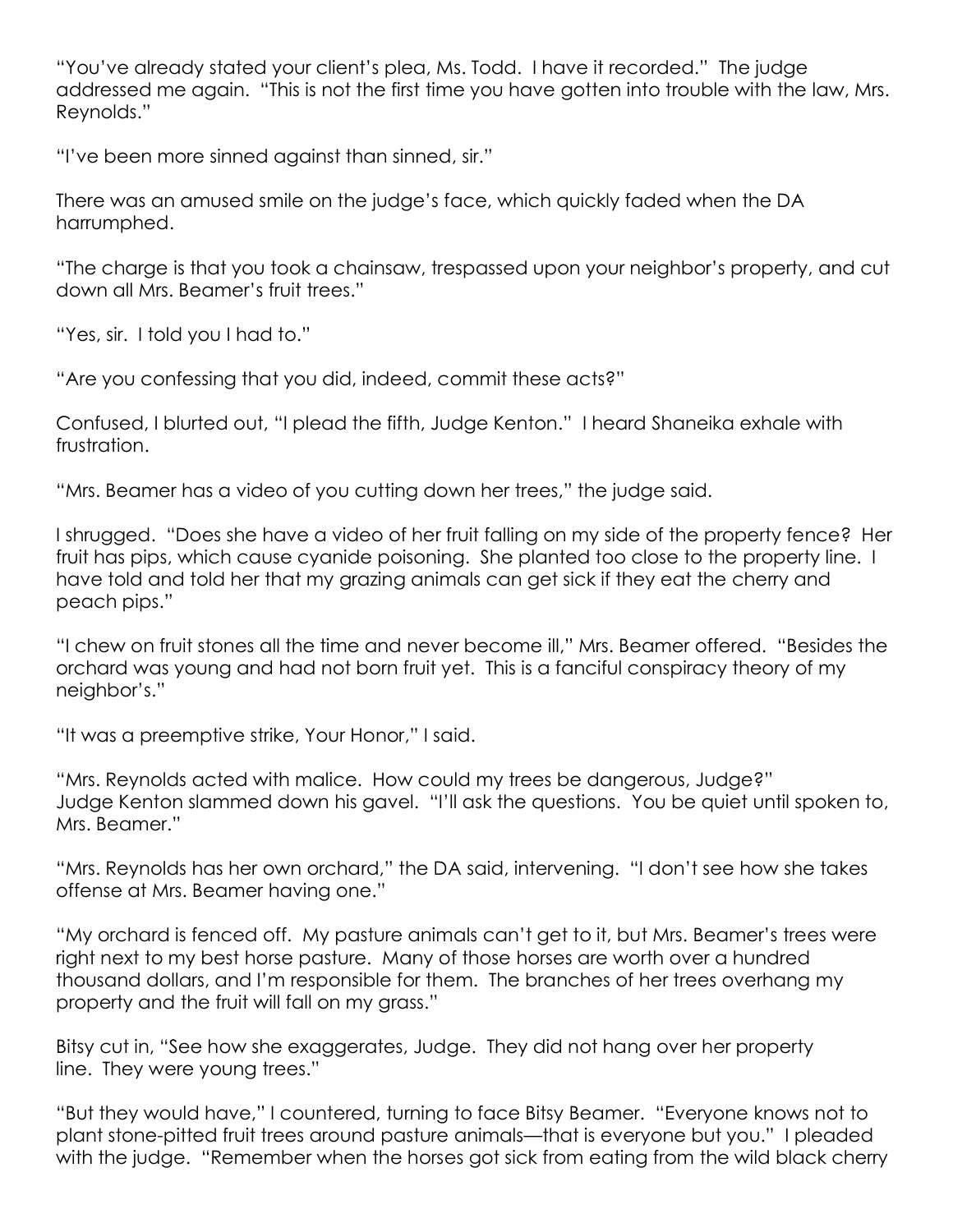"You've already stated your client's plea, Ms. Todd. I have it recorded." The judge addressed me again. "This is not the first time you have gotten into trouble with the law, Mrs. Reynolds."

"I've been more sinned against than sinned, sir."

There was an amused smile on the judge's face, which quickly faded when the DA harrumphed.

"The charge is that you took a chainsaw, trespassed upon your neighbor's property, and cut down all Mrs. Beamer's fruit trees."

"Yes, sir. I told you I had to."

"Are you confessing that you did, indeed, commit these acts?"

Confused, I blurted out, "I plead the fifth, Judge Kenton." I heard Shaneika exhale with frustration.

"Mrs. Beamer has a video of you cutting down her trees," the judge said.

I shrugged. "Does she have a video of her fruit falling on my side of the property fence? Her fruit has pips, which cause cyanide poisoning. She planted too close to the property line. I have told and told her that my grazing animals can get sick if they eat the cherry and peach pips."

"I chew on fruit stones all the time and never become ill," Mrs. Beamer offered. "Besides the orchard was young and had not born fruit yet. This is a fanciful conspiracy theory of my neighbor's."

"It was a preemptive strike, Your Honor," I said.

"Mrs. Reynolds acted with malice. How could my trees be dangerous, Judge?"
Judge Kenton slammed down his gavel. "I'll ask the questions. You be quiet until spoken to, Mrs. Beamer."

"Mrs. Reynolds has her own orchard," the DA said, intervening. "I don't see how she takes offense at Mrs. Beamer having one."

"My orchard is fenced off. My pasture animals can't get to it, but Mrs. Beamer's trees were right next to my best horse pasture. Many of those horses are worth over a hundred thousand dollars, and I'm responsible for them. The branches of her trees overhang my property and the fruit will fall on my grass."

Bitsy cut in, "See how she exaggerates, Judge. They did not hang over her property line. They were young trees."

"But they would have," I countered, turning to face Bitsy Beamer. "Everyone knows not to plant stone-pitted fruit trees around pasture animals—that is everyone but you." I pleaded with the judge. "Remember when the horses got sick from eating from the wild black cherry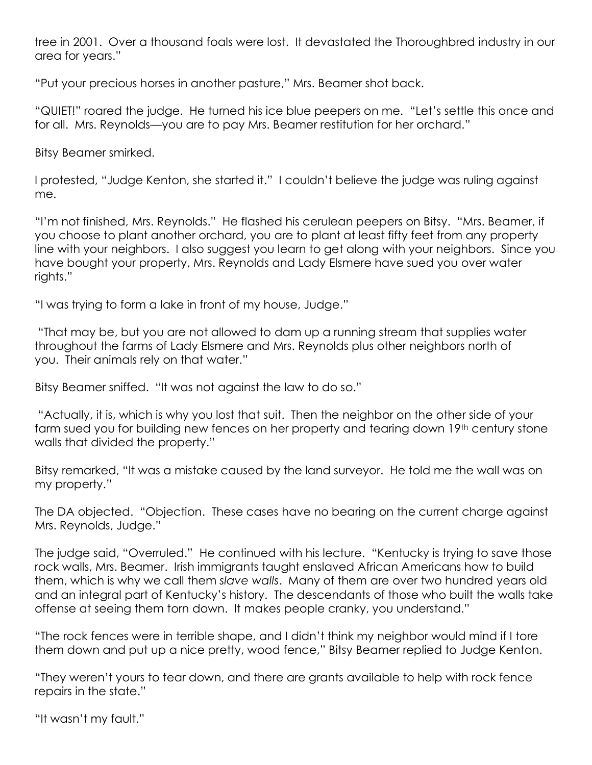tree in 2001. Over a thousand foals were lost. It devastated the Thoroughbred industry in our area for years."

"Put your precious horses in another pasture," Mrs. Beamer shot back.

"QUIET!" roared the judge. He turned his ice blue peepers on me. "Let's settle this once and for all. Mrs. Reynolds—you are to pay Mrs. Beamer restitution for her orchard."

Bitsy Beamer smirked.

I protested, "Judge Kenton, she started it." I couldn't believe the judge was ruling against me.

"I'm not finished, Mrs. Reynolds." He flashed his cerulean peepers on Bitsy. "Mrs. Beamer, if you choose to plant another orchard, you are to plant at least fifty feet from any property line with your neighbors. I also suggest you learn to get along with your neighbors. Since you have bought your property, Mrs. Reynolds and Lady Elsmere have sued you over water rights."

"I was trying to form a lake in front of my house, Judge."

"That may be, but you are not allowed to dam up a running stream that supplies water throughout the farms of Lady Elsmere and Mrs. Reynolds plus other neighbors north of you. Their animals rely on that water."

Bitsy Beamer sniffed. "It was not against the law to do so."

"Actually, it is, which is why you lost that suit. Then the neighbor on the other side of your farm sued you for building new fences on her property and tearing down 19th century stone walls that divided the property."

Bitsy remarked, "It was a mistake caused by the land surveyor. He told me the wall was on my property."

The DA objected. "Objection. These cases have no bearing on the current charge against Mrs. Reynolds, Judge."

The judge said, "Overruled." He continued with his lecture. "Kentucky is trying to save those rock walls, Mrs. Beamer. Irish immigrants taught enslaved African Americans how to build them, which is why we call them *slave walls*. Many of them are over two hundred years old and an integral part of Kentucky's history. The descendants of those who built the walls take offense at seeing them torn down. It makes people cranky, you understand."

"The rock fences were in terrible shape, and I didn't think my neighbor would mind if I tore them down and put up a nice pretty, wood fence," Bitsy Beamer replied to Judge Kenton.

"They weren't yours to tear down, and there are grants available to help with rock fence repairs in the state."

"It wasn't my fault."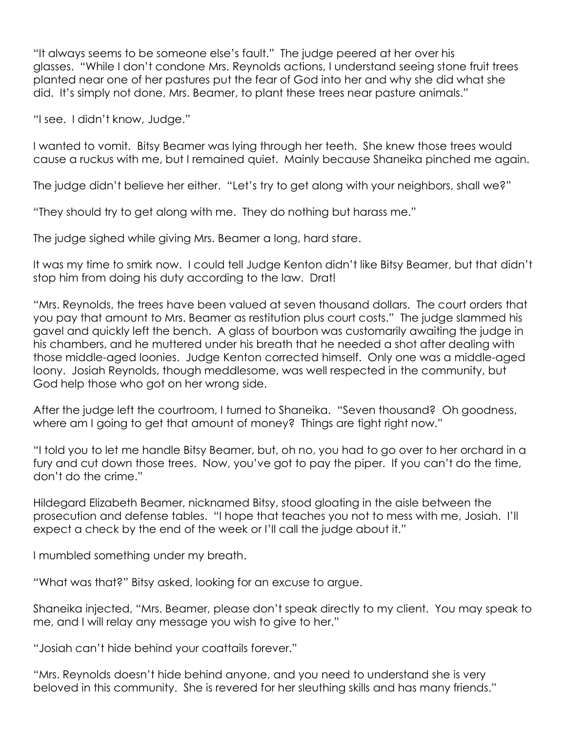"It always seems to be someone else's fault." The judge peered at her over his glasses. "While I don't condone Mrs. Reynolds actions, I understand seeing stone fruit trees planted near one of her pastures put the fear of God into her and why she did what she did. It's simply not done, Mrs. Beamer, to plant these trees near pasture animals."

"I see. I didn't know, Judge."

I wanted to vomit. Bitsy Beamer was lying through her teeth. She knew those trees would cause a ruckus with me, but I remained quiet. Mainly because Shaneika pinched me again.

The judge didn't believe her either. "Let's try to get along with your neighbors, shall we?"

"They should try to get along with me. They do nothing but harass me."

The judge sighed while giving Mrs. Beamer a long, hard stare.

It was my time to smirk now. I could tell Judge Kenton didn't like Bitsy Beamer, but that didn't stop him from doing his duty according to the law. Drat!

"Mrs. Reynolds, the trees have been valued at seven thousand dollars. The court orders that you pay that amount to Mrs. Beamer as restitution plus court costs." The judge slammed his gavel and quickly left the bench. A glass of bourbon was customarily awaiting the judge in his chambers, and he muttered under his breath that he needed a shot after dealing with those middle-aged loonies. Judge Kenton corrected himself. Only one was a middle-aged loony. Josiah Reynolds, though meddlesome, was well respected in the community, but God help those who got on her wrong side.

After the judge left the courtroom, I turned to Shaneika. "Seven thousand? Oh goodness, where am I going to get that amount of money? Things are tight right now."

"I told you to let me handle Bitsy Beamer, but, oh no, you had to go over to her orchard in a fury and cut down those trees. Now, you've got to pay the piper. If you can't do the time, don't do the crime."

Hildegard Elizabeth Beamer, nicknamed Bitsy, stood gloating in the aisle between the prosecution and defense tables. "I hope that teaches you not to mess with me, Josiah. I'll expect a check by the end of the week or I'll call the judge about it."

I mumbled something under my breath.

"What was that?" Bitsy asked, looking for an excuse to argue.

Shaneika injected, "Mrs. Beamer, please don't speak directly to my client. You may speak to me, and I will relay any message you wish to give to her."

"Josiah can't hide behind your coattails forever."

"Mrs. Reynolds doesn't hide behind anyone, and you need to understand she is very beloved in this community. She is revered for her sleuthing skills and has many friends."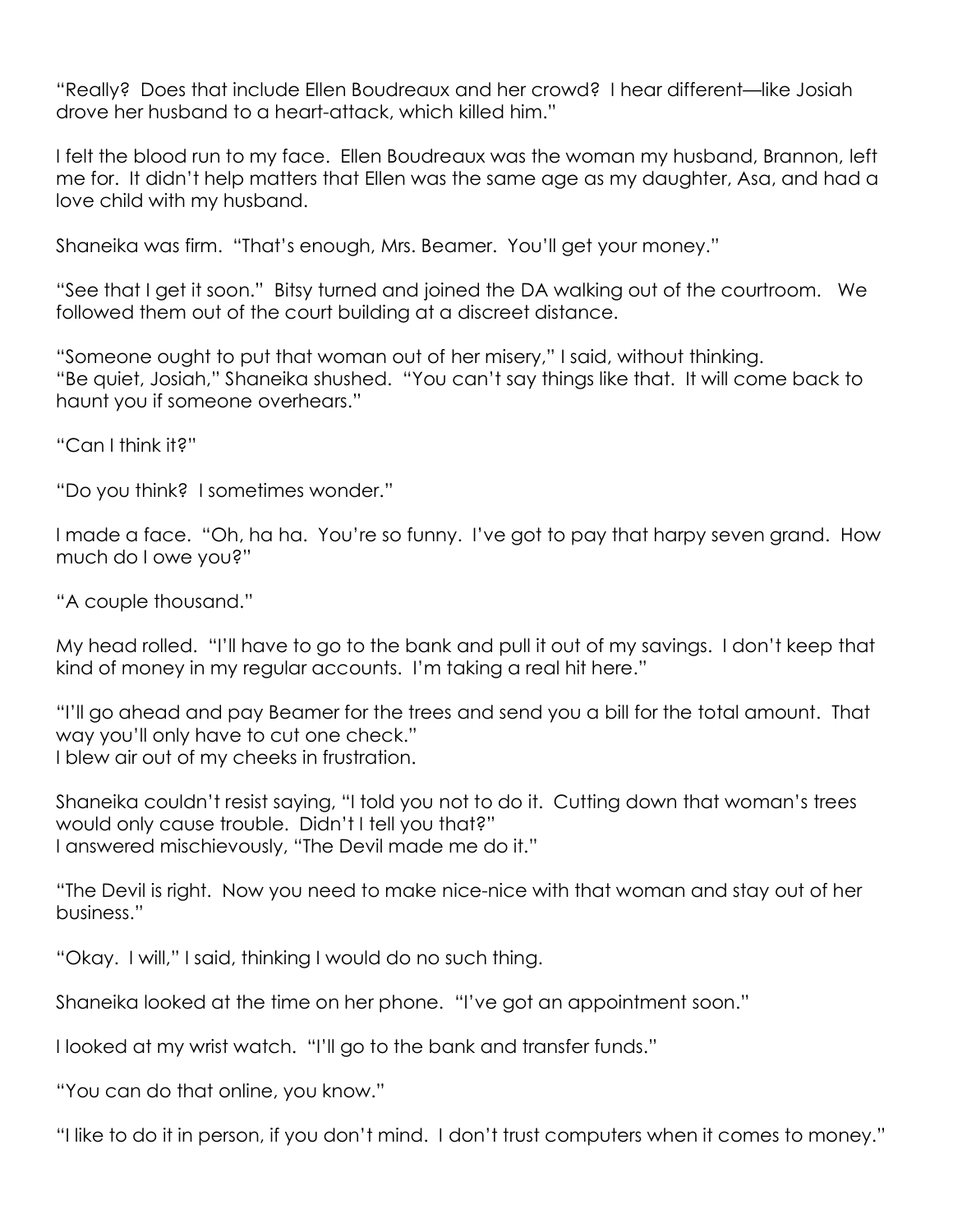"Really? Does that include Ellen Boudreaux and her crowd? I hear different—like Josiah drove her husband to a heart-attack, which killed him."

I felt the blood run to my face. Ellen Boudreaux was the woman my husband, Brannon, left me for. It didn't help matters that Ellen was the same age as my daughter, Asa, and had a love child with my husband.

Shaneika was firm. "That's enough, Mrs. Beamer. You'll get your money."

"See that I get it soon." Bitsy turned and joined the DA walking out of the courtroom. We followed them out of the court building at a discreet distance.

"Someone ought to put that woman out of her misery," I said, without thinking.
"Be quiet, Josiah," Shaneika shushed. "You can't say things like that. It will come back to haunt you if someone overhears."

"Can I think it?"

"Do you think? I sometimes wonder."

I made a face. "Oh, ha ha. You're so funny. I've got to pay that harpy seven grand. How much do I owe you?"

"A couple thousand."

My head rolled. "I'll have to go to the bank and pull it out of my savings. I don't keep that kind of money in my regular accounts. I'm taking a real hit here."

"I'll go ahead and pay Beamer for the trees and send you a bill for the total amount. That way you'll only have to cut one check."
I blew air out of my cheeks in frustration.

Shaneika couldn't resist saying, "I told you not to do it. Cutting down that woman's trees would only cause trouble. Didn't I tell you that?"
I answered mischievously, "The Devil made me do it."

"The Devil is right. Now you need to make nice-nice with that woman and stay out of her business."

"Okay. I will," I said, thinking I would do no such thing.

Shaneika looked at the time on her phone. "I've got an appointment soon."

I looked at my wrist watch. "I'll go to the bank and transfer funds."

"You can do that online, you know."

"I like to do it in person, if you don't mind. I don't trust computers when it comes to money."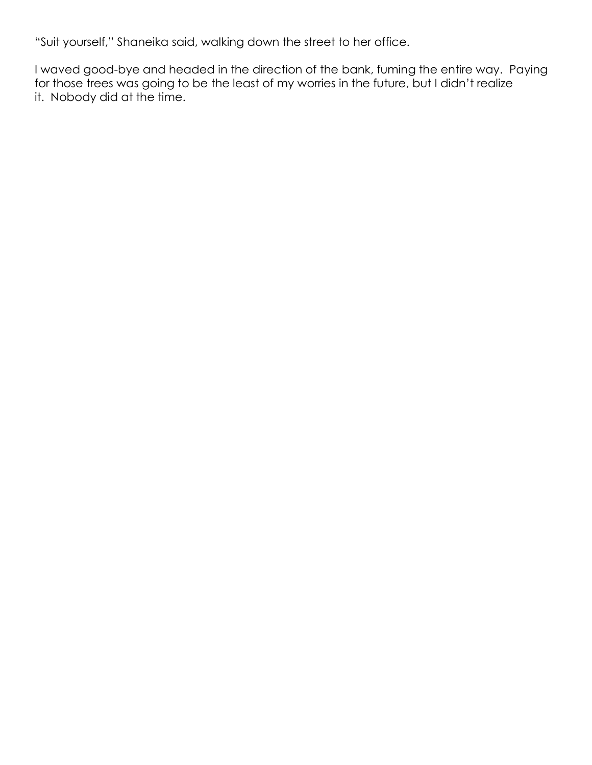"Suit yourself," Shaneika said, walking down the street to her office.

I waved good-bye and headed in the direction of the bank, fuming the entire way. Paying for those trees was going to be the least of my worries in the future, but I didn't realize it. Nobody did at the time.